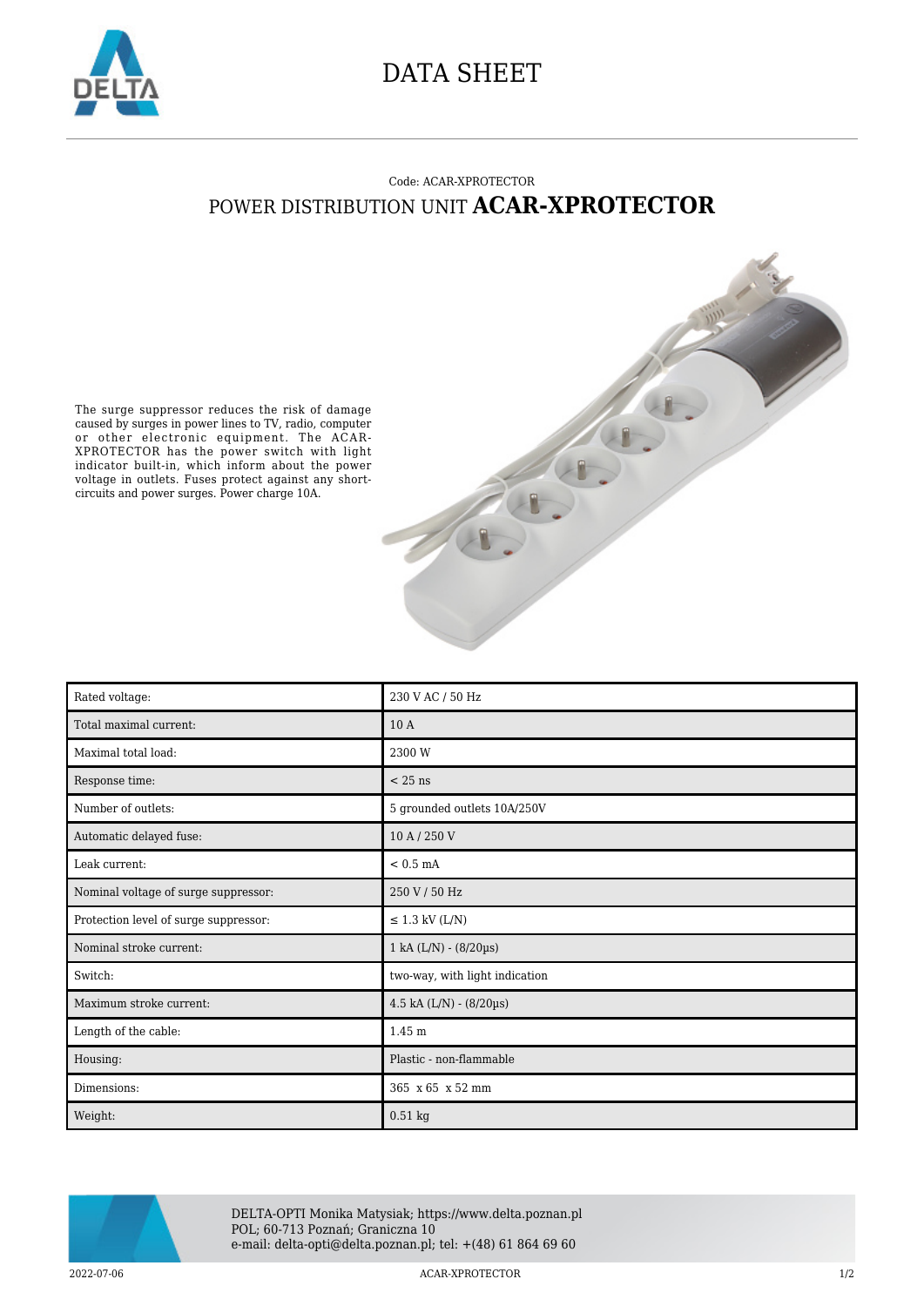# DATA SHEET

Code: ACAR-XPROTECTOR

## POWER DISTRIBUTION UNIT **ACAR-XPROTECTOR**

The surge suppressor reduces the risk of damage caused by surges in power lines to TV, radio, computer or other electronic equipment. The ACAR-XPROTECTOR has the power switch with light indicator built-in, which inform about the power voltage in outlets. Fuses protect against any short-circuits and power surges. Power charge 10A.

| | |
|---|---|
| Rated voltage: | 230 V AC / 50 Hz |
| Total maximal current: | 10 A |
| Maximal total load: | 2300 W |
| Response time: | < 25 ns |
| Number of outlets: | 5 grounded outlets 10A/250V |
| Automatic delayed fuse: | 10 A / 250 V |
| Leak current: | < 0.5 mA |
| Nominal voltage of surge suppressor: | 250 V / 50 Hz |
| Protection level of surge suppressor: | ≤ 1.3 kV (L/N) |
| Nominal stroke current: | 1 kA (L/N) - (8/20µs) |
| Switch: | two-way, with light indication |
| Maximum stroke current: | 4.5 kA (L/N) - (8/20µs) |
| Length of the cable: | 1.45 m |
| Housing: | Plastic - non-flammable |
| Dimensions: | 365 x 65 x 52 mm |
| Weight: | 0.51 kg |

DELTA-OPTI Monika Matysiak; https://www.delta.poznan.pl
POL; 60-713 Poznań; Graniczna 10
e-mail: delta-opti@delta.poznan.pl; tel: +(48) 61 864 69 60

2022-07-06 ACAR-XPROTECTOR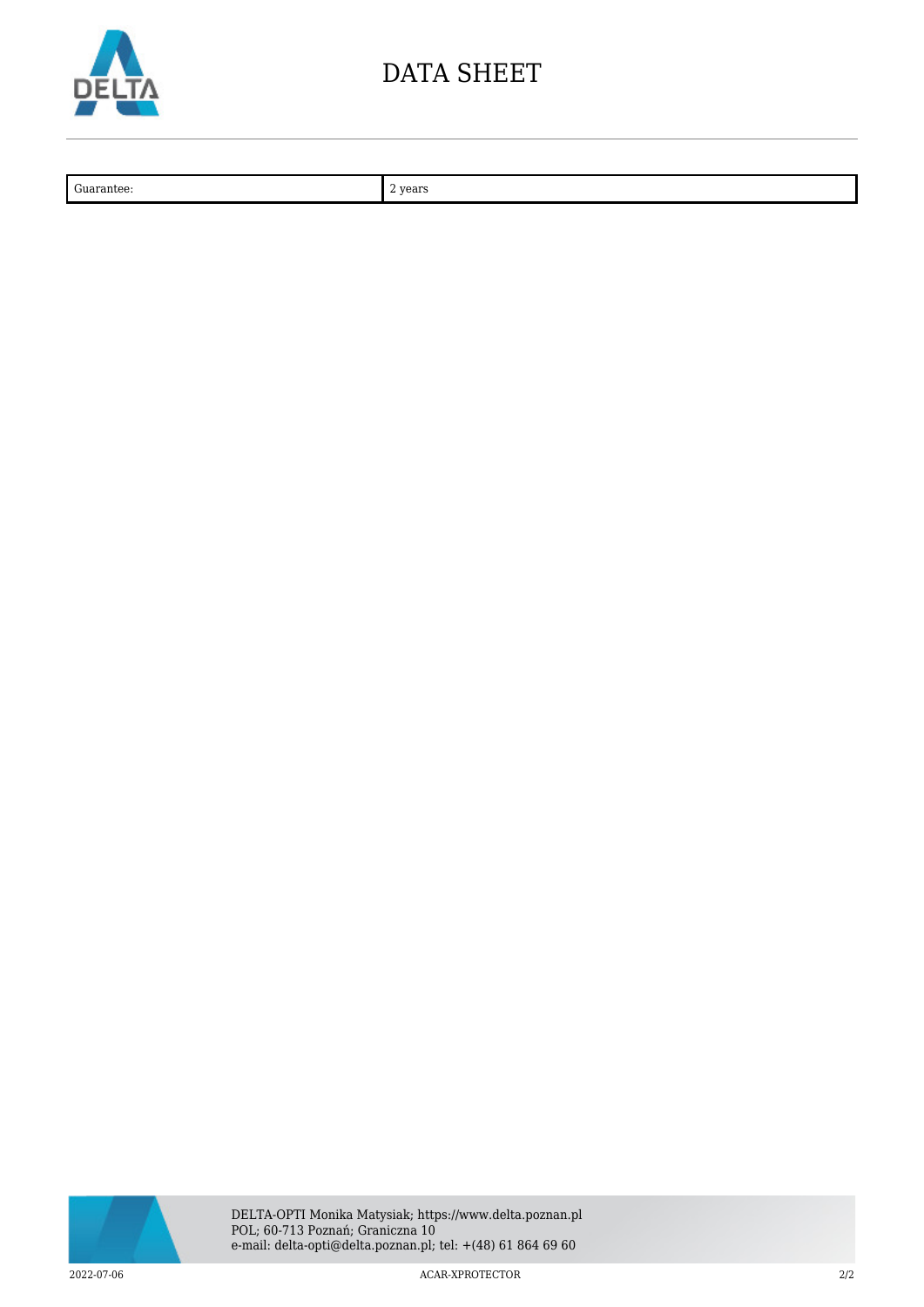| | |
|---|---|
| Guarantee: | 2 years |